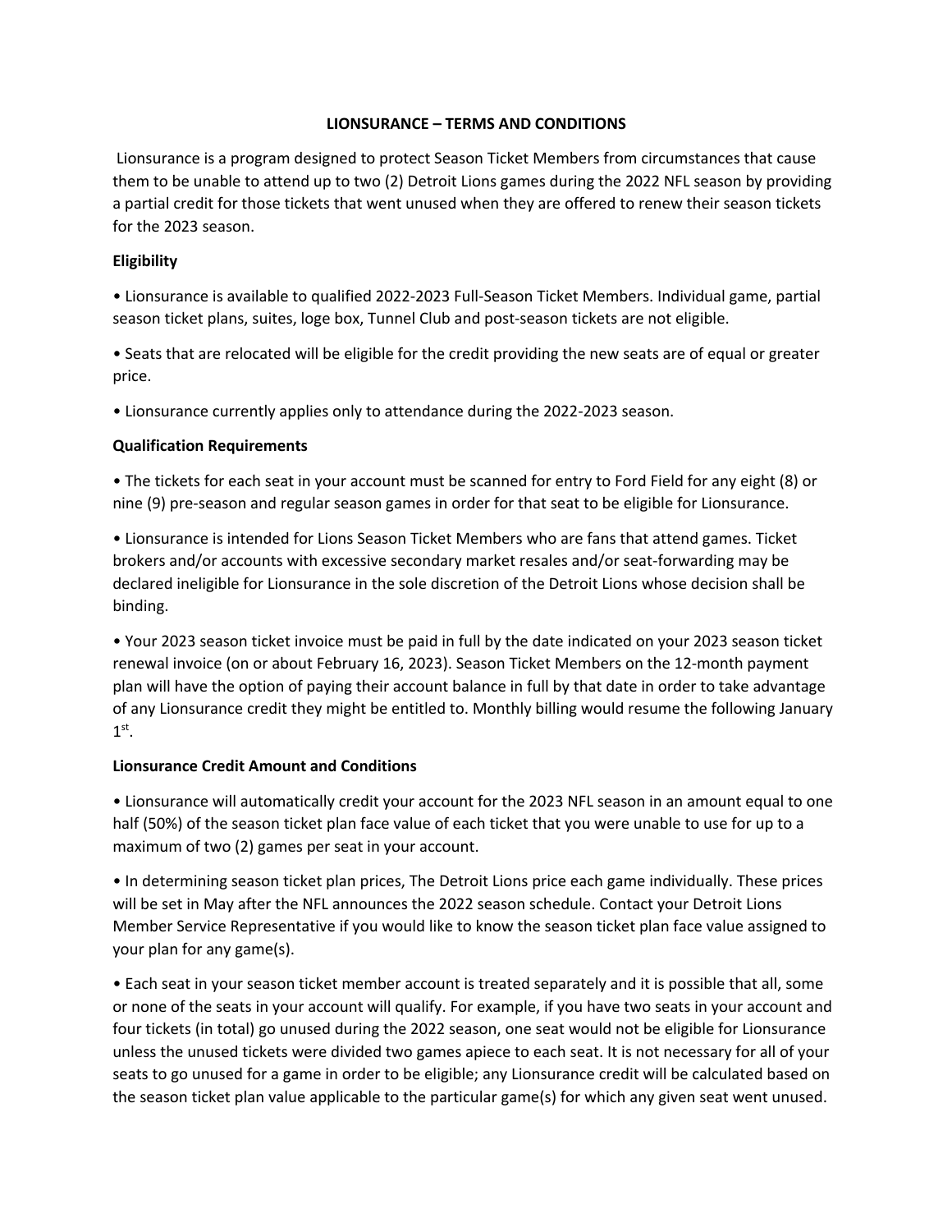# LIONSURANCE – TERMS AND CONDITIONS

Lionsurance is a program designed to protect Season Ticket Members from circumstances that cause them to be unable to attend up to two (2) Detroit Lions games during the 2022 NFL season by providing a partial credit for those tickets that went unused when they are offered to renew their season tickets for the 2023 season.

**Eligibility**

- Lionsurance is available to qualified 2022-2023 Full-Season Ticket Members. Individual game, partial season ticket plans, suites, loge box, Tunnel Club and post-season tickets are not eligible.
- Seats that are relocated will be eligible for the credit providing the new seats are of equal or greater price.
- Lionsurance currently applies only to attendance during the 2022-2023 season.

**Qualification Requirements**

- The tickets for each seat in your account must be scanned for entry to Ford Field for any eight (8) or nine (9) pre-season and regular season games in order for that seat to be eligible for Lionsurance.
- Lionsurance is intended for Lions Season Ticket Members who are fans that attend games. Ticket brokers and/or accounts with excessive secondary market resales and/or seat-forwarding may be declared ineligible for Lionsurance in the sole discretion of the Detroit Lions whose decision shall be binding.
- Your 2023 season ticket invoice must be paid in full by the date indicated on your 2023 season ticket renewal invoice (on or about February 16, 2023). Season Ticket Members on the 12-month payment plan will have the option of paying their account balance in full by that date in order to take advantage of any Lionsurance credit they might be entitled to. Monthly billing would resume the following January 1st.

**Lionsurance Credit Amount and Conditions**

- Lionsurance will automatically credit your account for the 2023 NFL season in an amount equal to one half (50%) of the season ticket plan face value of each ticket that you were unable to use for up to a maximum of two (2) games per seat in your account.
- In determining season ticket plan prices, The Detroit Lions price each game individually. These prices will be set in May after the NFL announces the 2022 season schedule. Contact your Detroit Lions Member Service Representative if you would like to know the season ticket plan face value assigned to your plan for any game(s).
- Each seat in your season ticket member account is treated separately and it is possible that all, some or none of the seats in your account will qualify. For example, if you have two seats in your account and four tickets (in total) go unused during the 2022 season, one seat would not be eligible for Lionsurance unless the unused tickets were divided two games apiece to each seat. It is not necessary for all of your seats to go unused for a game in order to be eligible; any Lionsurance credit will be calculated based on the season ticket plan value applicable to the particular game(s) for which any given seat went unused.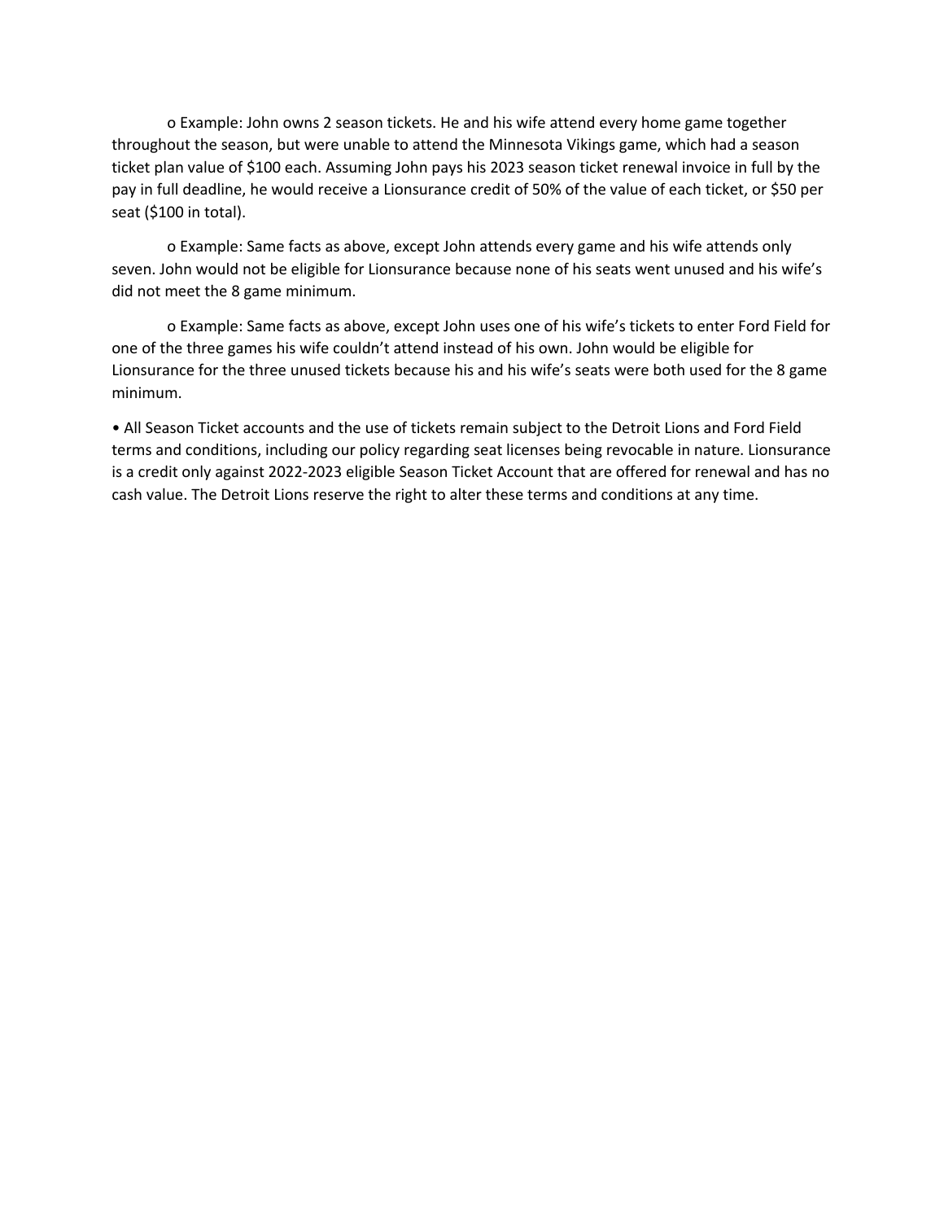- Example: John owns 2 season tickets. He and his wife attend every home game together throughout the season, but were unable to attend the Minnesota Vikings game, which had a season ticket plan value of $100 each. Assuming John pays his 2023 season ticket renewal invoice in full by the pay in full deadline, he would receive a Lionsurance credit of 50% of the value of each ticket, or $50 per seat ($100 in total).

- Example: Same facts as above, except John attends every game and his wife attends only seven. John would not be eligible for Lionsurance because none of his seats went unused and his wife's did not meet the 8 game minimum.

- Example: Same facts as above, except John uses one of his wife's tickets to enter Ford Field for one of the three games his wife couldn't attend instead of his own. John would be eligible for Lionsurance for the three unused tickets because his and his wife's seats were both used for the 8 game minimum.

• All Season Ticket accounts and the use of tickets remain subject to the Detroit Lions and Ford Field terms and conditions, including our policy regarding seat licenses being revocable in nature. Lionsurance is a credit only against 2022-2023 eligible Season Ticket Account that are offered for renewal and has no cash value. The Detroit Lions reserve the right to alter these terms and conditions at any time.